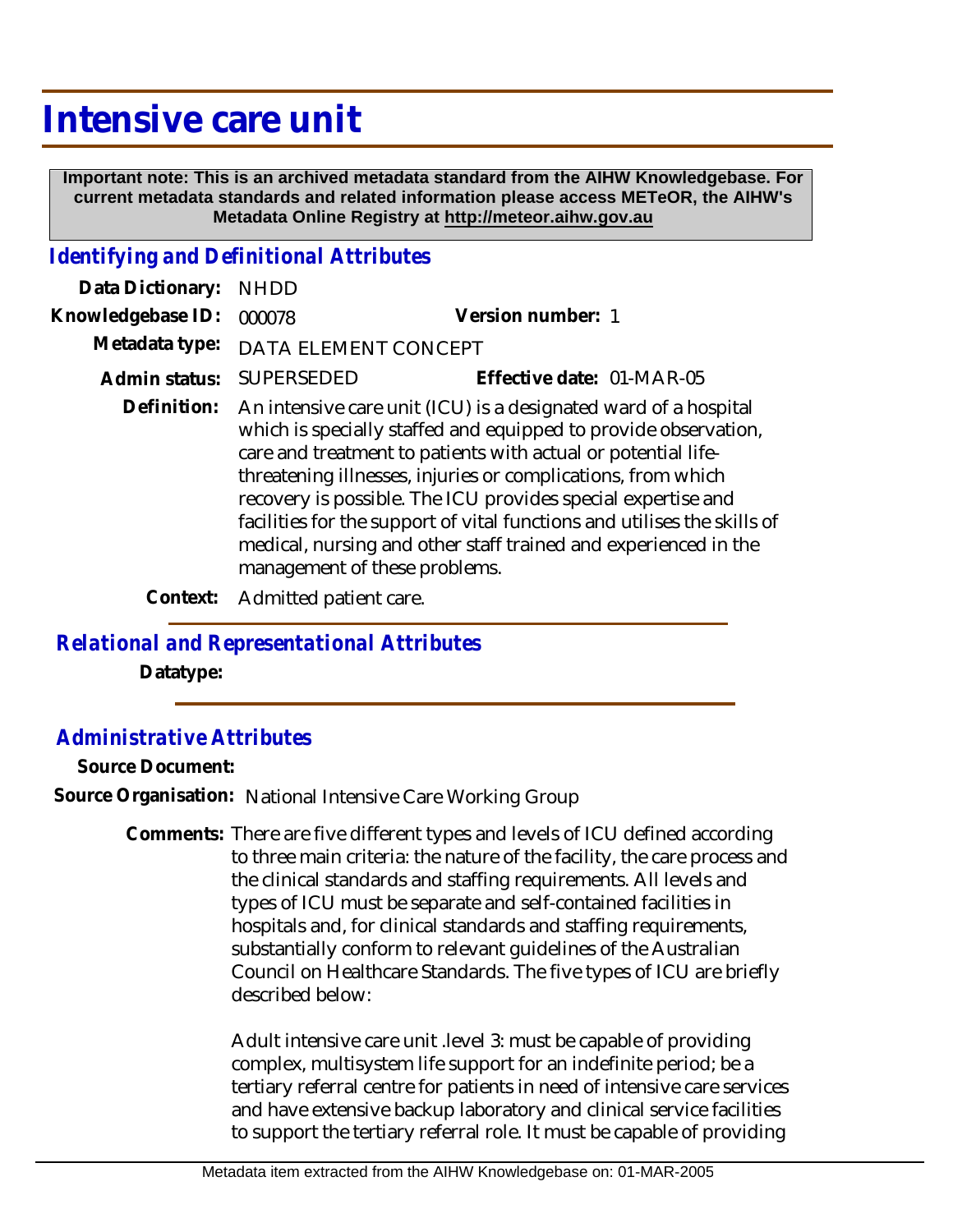# Intensive care unit

**Important note: This is an archived metadata standard from the AIHW Knowledgebase. For current metadata standards and related information please access METeOR, the AIHW's Metadata Online Registry at http://meteor.aihw.gov.au**

## *Identifying and Definitional Attributes*

**Data Dictionary:** NHDD

**Knowledgebase ID:** 000078 **Version number:** 1

**Metadata type:** DATA ELEMENT CONCEPT

**Admin status:** SUPERSEDED **Effective date:** 01-MAR-05

**Definition:** An intensive care unit (ICU) is a designated ward of a hospital which is specially staffed and equipped to provide observation, care and treatment to patients with actual or potential life-threatening illnesses, injuries or complications, from which recovery is possible. The ICU provides special expertise and facilities for the support of vital functions and utilises the skills of medical, nursing and other staff trained and experienced in the management of these problems.

**Context:** Admitted patient care.

## *Relational and Representational Attributes*

**Datatype:**

## *Administrative Attributes*

**Source Document:**

**Source Organisation:** National Intensive Care Working Group

**Comments:** There are five different types and levels of ICU defined according to three main criteria: the nature of the facility, the care process and the clinical standards and staffing requirements. All levels and types of ICU must be separate and self-contained facilities in hospitals and, for clinical standards and staffing requirements, substantially conform to relevant guidelines of the Australian Council on Healthcare Standards. The five types of ICU are briefly described below:

Adult intensive care unit .level 3: must be capable of providing complex, multisystem life support for an indefinite period; be a tertiary referral centre for patients in need of intensive care services and have extensive backup laboratory and clinical service facilities to support the tertiary referral role. It must be capable of providing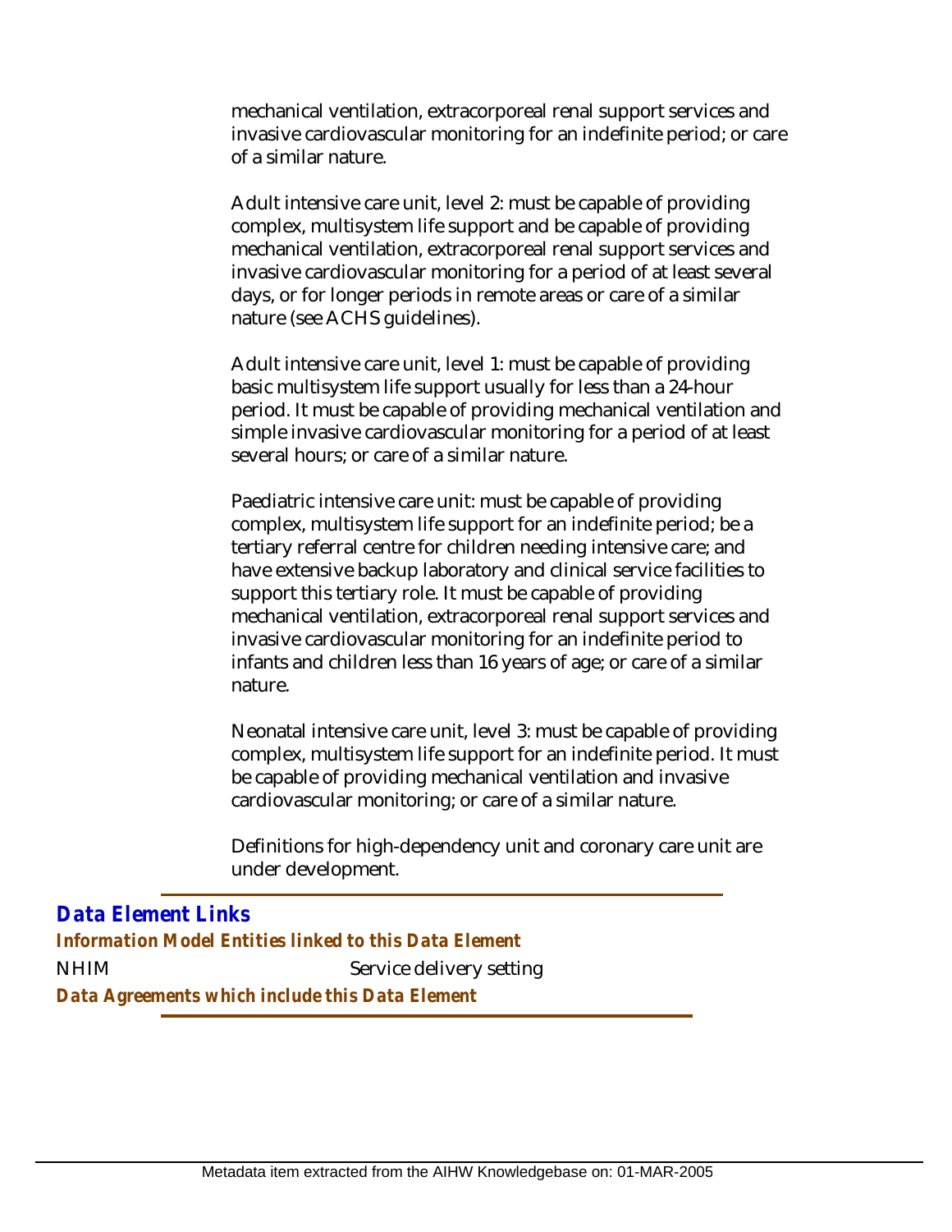mechanical ventilation, extracorporeal renal support services and invasive cardiovascular monitoring for an indefinite period; or care of a similar nature.

Adult intensive care unit, level 2: must be capable of providing complex, multisystem life support and be capable of providing mechanical ventilation, extracorporeal renal support services and invasive cardiovascular monitoring for a period of at least several days, or for longer periods in remote areas or care of a similar nature (see ACHS guidelines).

Adult intensive care unit, level 1: must be capable of providing basic multisystem life support usually for less than a 24-hour period. It must be capable of providing mechanical ventilation and simple invasive cardiovascular monitoring for a period of at least several hours; or care of a similar nature.

Paediatric intensive care unit: must be capable of providing complex, multisystem life support for an indefinite period; be a tertiary referral centre for children needing intensive care; and have extensive backup laboratory and clinical service facilities to support this tertiary role. It must be capable of providing mechanical ventilation, extracorporeal renal support services and invasive cardiovascular monitoring for an indefinite period to infants and children less than 16 years of age; or care of a similar nature.

Neonatal intensive care unit, level 3: must be capable of providing complex, multisystem life support for an indefinite period. It must be capable of providing mechanical ventilation and invasive cardiovascular monitoring; or care of a similar nature.

Definitions for high-dependency unit and coronary care unit are under development.

## Data Element Links

### *Information Model Entities linked to this Data Element*

NHIM Service delivery setting

### *Data Agreements which include this Data Element*

Metadata item extracted from the AIHW Knowledgebase on: 01-MAR-2005